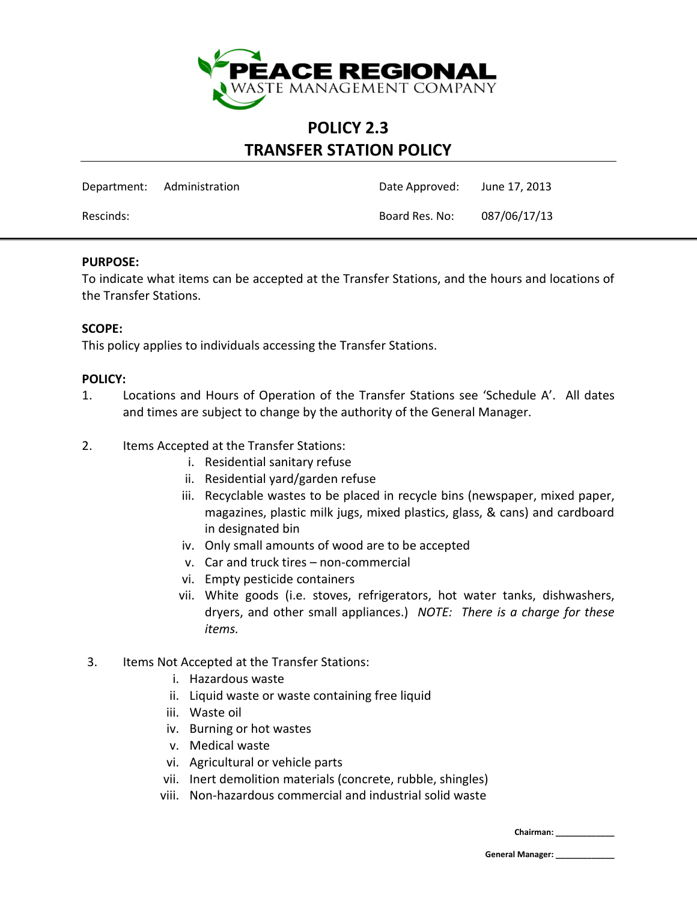**PEACE REGIONAL**
WASTE MANAGEMENT COMPANY

# POLICY 2.3
# TRANSFER STATION POLICY

| | | | |
|---|---|---|---|
| Department: | Administration | Date Approved: | June 17, 2013 |
| Rescinds: | | Board Res. No: | 087/06/17/13 |

**PURPOSE:**

To indicate what items can be accepted at the Transfer Stations, and the hours and locations of the Transfer Stations.

**SCOPE:**

This policy applies to individuals accessing the Transfer Stations.

**POLICY:**

1. Locations and Hours of Operation of the Transfer Stations see 'Schedule A'. All dates and times are subject to change by the authority of the General Manager.

2. Items Accepted at the Transfer Stations:
   i. Residential sanitary refuse
   ii. Residential yard/garden refuse
   iii. Recyclable wastes to be placed in recycle bins (newspaper, mixed paper, magazines, plastic milk jugs, mixed plastics, glass, & cans) and cardboard in designated bin
   iv. Only small amounts of wood are to be accepted
   v. Car and truck tires – non-commercial
   vi. Empty pesticide containers
   vii. White goods (i.e. stoves, refrigerators, hot water tanks, dishwashers, dryers, and other small appliances.) *NOTE: There is a charge for these items.*

3. Items Not Accepted at the Transfer Stations:
   i. Hazardous waste
   ii. Liquid waste or waste containing free liquid
   iii. Waste oil
   iv. Burning or hot wastes
   v. Medical waste
   vi. Agricultural or vehicle parts
   vii. Inert demolition materials (concrete, rubble, shingles)
   viii. Non-hazardous commercial and industrial solid waste

**Chairman:** ____________

**General Manager:** ____________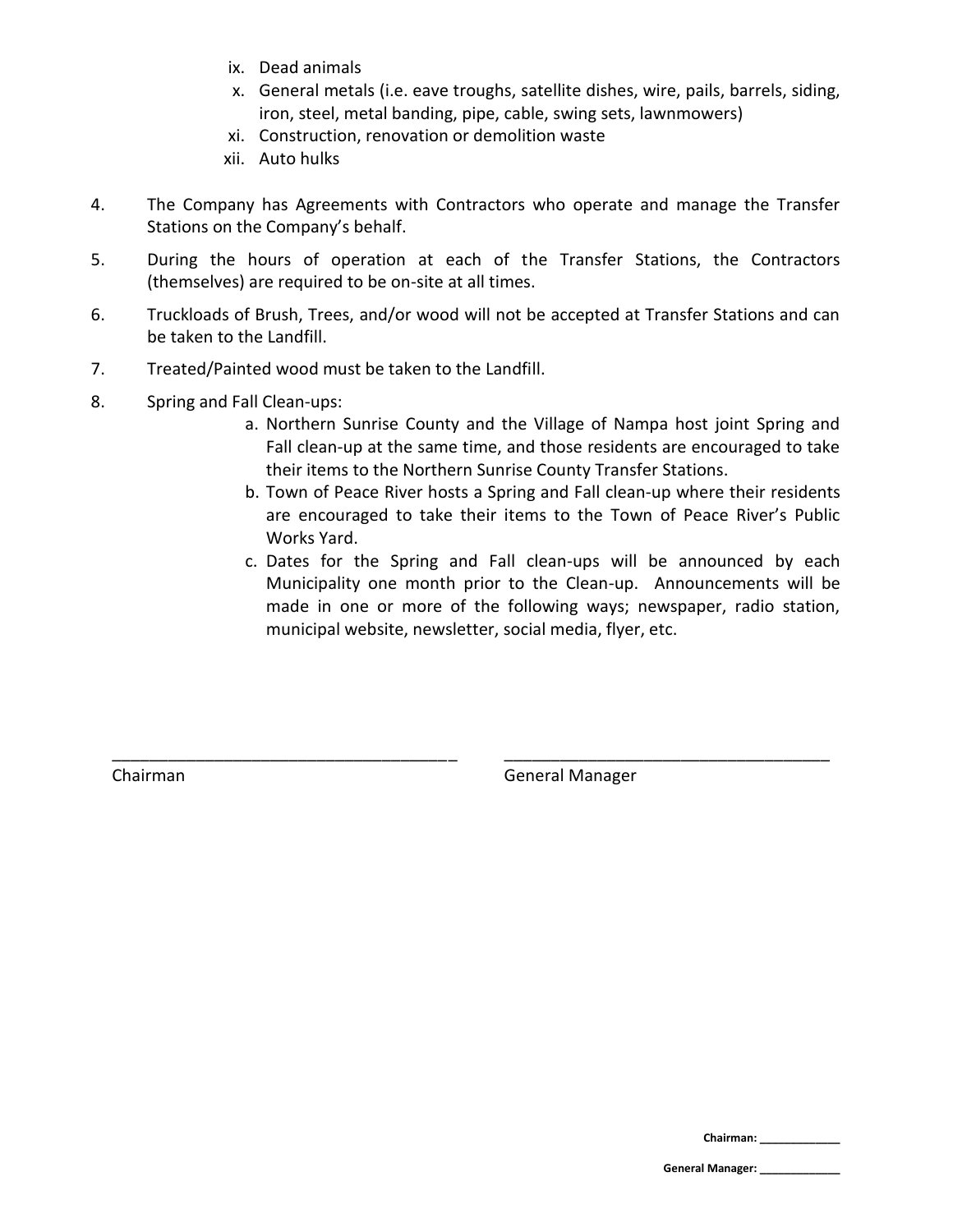ix. Dead animals
   x. General metals (i.e. eave troughs, satellite dishes, wire, pails, barrels, siding, iron, steel, metal banding, pipe, cable, swing sets, lawnmowers)
   xi. Construction, renovation or demolition waste
   xii. Auto hulks

4. The Company has Agreements with Contractors who operate and manage the Transfer Stations on the Company's behalf.

5. During the hours of operation at each of the Transfer Stations, the Contractors (themselves) are required to be on-site at all times.

6. Truckloads of Brush, Trees, and/or wood will not be accepted at Transfer Stations and can be taken to the Landfill.

7. Treated/Painted wood must be taken to the Landfill.

8. Spring and Fall Clean-ups:
   a. Northern Sunrise County and the Village of Nampa host joint Spring and Fall clean-up at the same time, and those residents are encouraged to take their items to the Northern Sunrise County Transfer Stations.
   b. Town of Peace River hosts a Spring and Fall clean-up where their residents are encouraged to take their items to the Town of Peace River's Public Works Yard.
   c. Dates for the Spring and Fall clean-ups will be announced by each Municipality one month prior to the Clean-up. Announcements will be made in one or more of the following ways; newspaper, radio station, municipal website, newsletter, social media, flyer, etc.

_______________________________________ _______________________________________

Chairman General Manager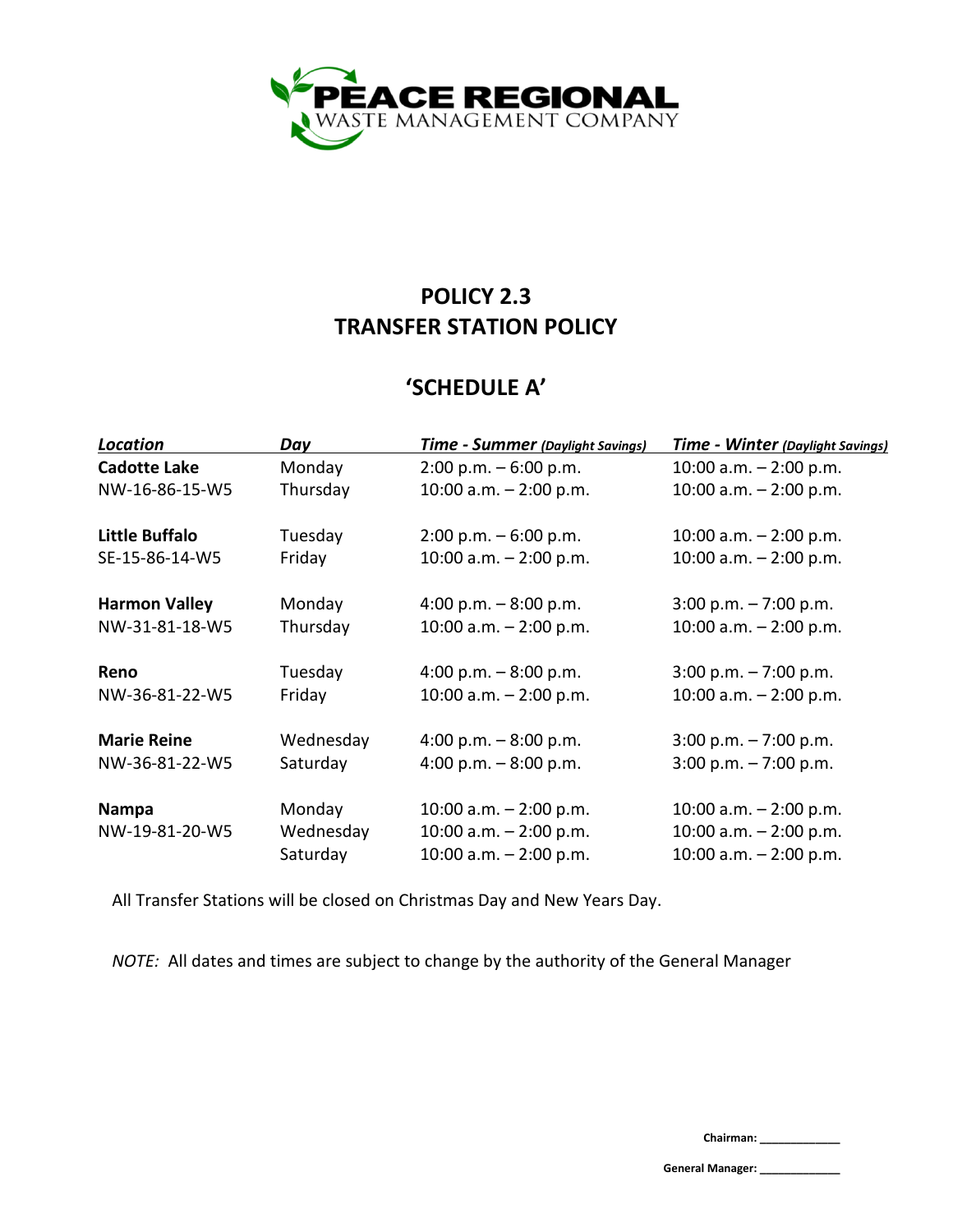PEACE REGIONAL
WASTE MANAGEMENT COMPANY

# POLICY 2.3
# TRANSFER STATION POLICY

## 'SCHEDULE A'

| ***Location*** | ***Day*** | ***Time - Summer*** *(Daylight Savings)* | ***Time - Winter*** *(Daylight Savings)* |
|---|---|---|---|
| **Cadotte Lake** | Monday | 2:00 p.m. – 6:00 p.m. | 10:00 a.m. – 2:00 p.m. |
| NW-16-86-15-W5 | Thursday | 10:00 a.m. – 2:00 p.m. | 10:00 a.m. – 2:00 p.m. |
| **Little Buffalo** | Tuesday | 2:00 p.m. – 6:00 p.m. | 10:00 a.m. – 2:00 p.m. |
| SE-15-86-14-W5 | Friday | 10:00 a.m. – 2:00 p.m. | 10:00 a.m. – 2:00 p.m. |
| **Harmon Valley** | Monday | 4:00 p.m. – 8:00 p.m. | 3:00 p.m. – 7:00 p.m. |
| NW-31-81-18-W5 | Thursday | 10:00 a.m. – 2:00 p.m. | 10:00 a.m. – 2:00 p.m. |
| **Reno** | Tuesday | 4:00 p.m. – 8:00 p.m. | 3:00 p.m. – 7:00 p.m. |
| NW-36-81-22-W5 | Friday | 10:00 a.m. – 2:00 p.m. | 10:00 a.m. – 2:00 p.m. |
| **Marie Reine** | Wednesday | 4:00 p.m. – 8:00 p.m. | 3:00 p.m. – 7:00 p.m. |
| NW-36-81-22-W5 | Saturday | 4:00 p.m. – 8:00 p.m. | 3:00 p.m. – 7:00 p.m. |
| **Nampa** | Monday | 10:00 a.m. – 2:00 p.m. | 10:00 a.m. – 2:00 p.m. |
| NW-19-81-20-W5 | Wednesday | 10:00 a.m. – 2:00 p.m. | 10:00 a.m. – 2:00 p.m. |
| | Saturday | 10:00 a.m. – 2:00 p.m. | 10:00 a.m. – 2:00 p.m. |

All Transfer Stations will be closed on Christmas Day and New Years Day.

*NOTE:* All dates and times are subject to change by the authority of the General Manager

**Chairman:** ____________

**General Manager:** ____________